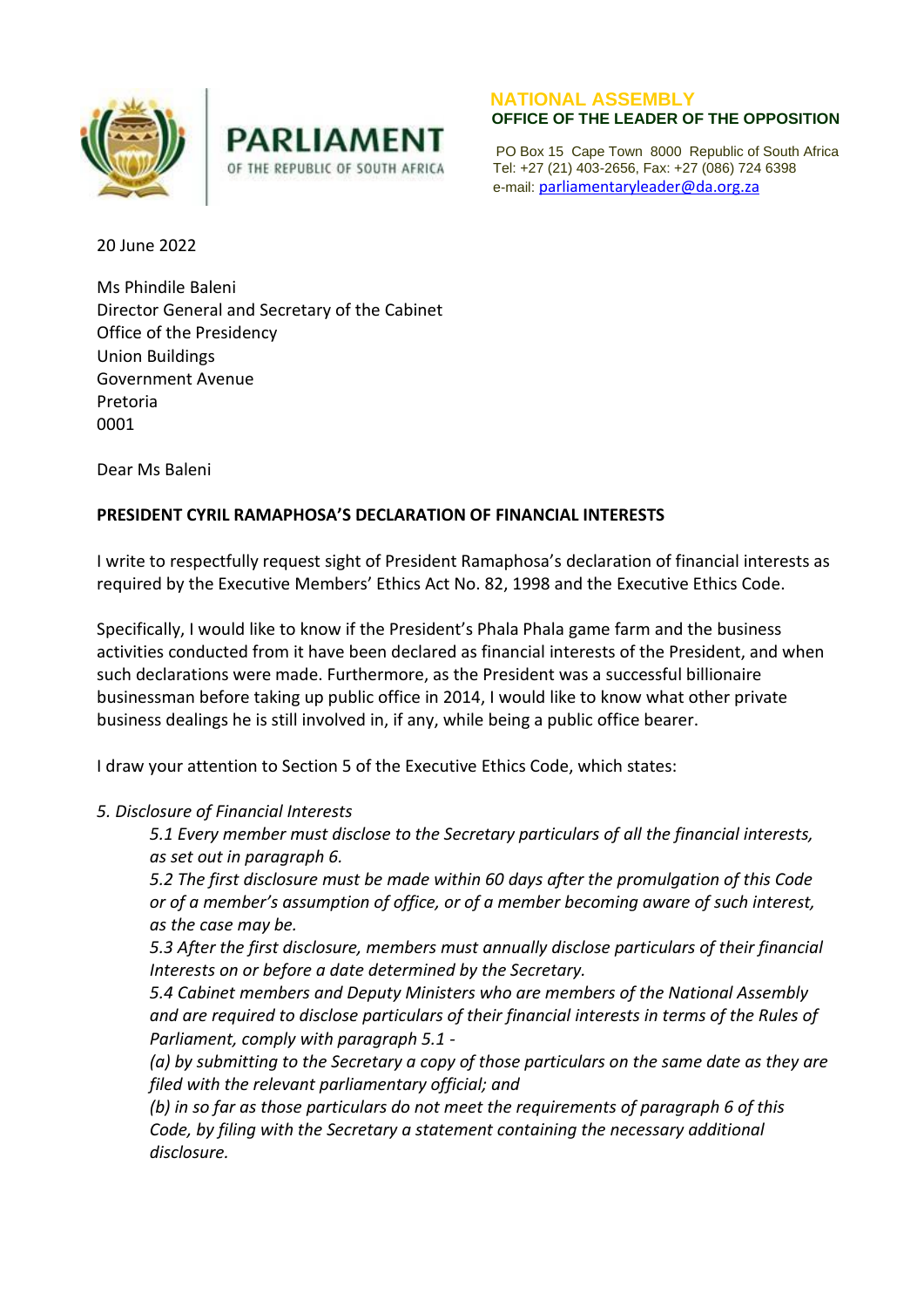PARLIAMENT
OF THE REPUBLIC OF SOUTH AFRICA

**NATIONAL ASSEMBLY**
**OFFICE OF THE LEADER OF THE OPPOSITION**

PO Box 15 Cape Town 8000 Republic of South Africa
Tel: +27 (21) 403-2656, Fax: +27 (086) 724 6398
e-mail: parliamentaryleader@da.org.za

20 June 2022

Ms Phindile Baleni
Director General and Secretary of the Cabinet
Office of the Presidency
Union Buildings
Government Avenue
Pretoria
0001

Dear Ms Baleni

**PRESIDENT CYRIL RAMAPHOSA'S DECLARATION OF FINANCIAL INTERESTS**

I write to respectfully request sight of President Ramaphosa's declaration of financial interests as required by the Executive Members' Ethics Act No. 82, 1998 and the Executive Ethics Code.

Specifically, I would like to know if the President's Phala Phala game farm and the business activities conducted from it have been declared as financial interests of the President, and when such declarations were made. Furthermore, as the President was a successful billionaire businessman before taking up public office in 2014, I would like to know what other private business dealings he is still involved in, if any, while being a public office bearer.

I draw your attention to Section 5 of the Executive Ethics Code, which states:

*5. Disclosure of Financial Interests*

> *5.1 Every member must disclose to the Secretary particulars of all the financial interests, as set out in paragraph 6.*
>
> *5.2 The first disclosure must be made within 60 days after the promulgation of this Code or of a member's assumption of office, or of a member becoming aware of such interest, as the case may be.*
>
> *5.3 After the first disclosure, members must annually disclose particulars of their financial Interests on or before a date determined by the Secretary.*
>
> *5.4 Cabinet members and Deputy Ministers who are members of the National Assembly and are required to disclose particulars of their financial interests in terms of the Rules of Parliament, comply with paragraph 5.1 -*
>
> *(a) by submitting to the Secretary a copy of those particulars on the same date as they are filed with the relevant parliamentary official; and*
>
> *(b) in so far as those particulars do not meet the requirements of paragraph 6 of this Code, by filing with the Secretary a statement containing the necessary additional disclosure.*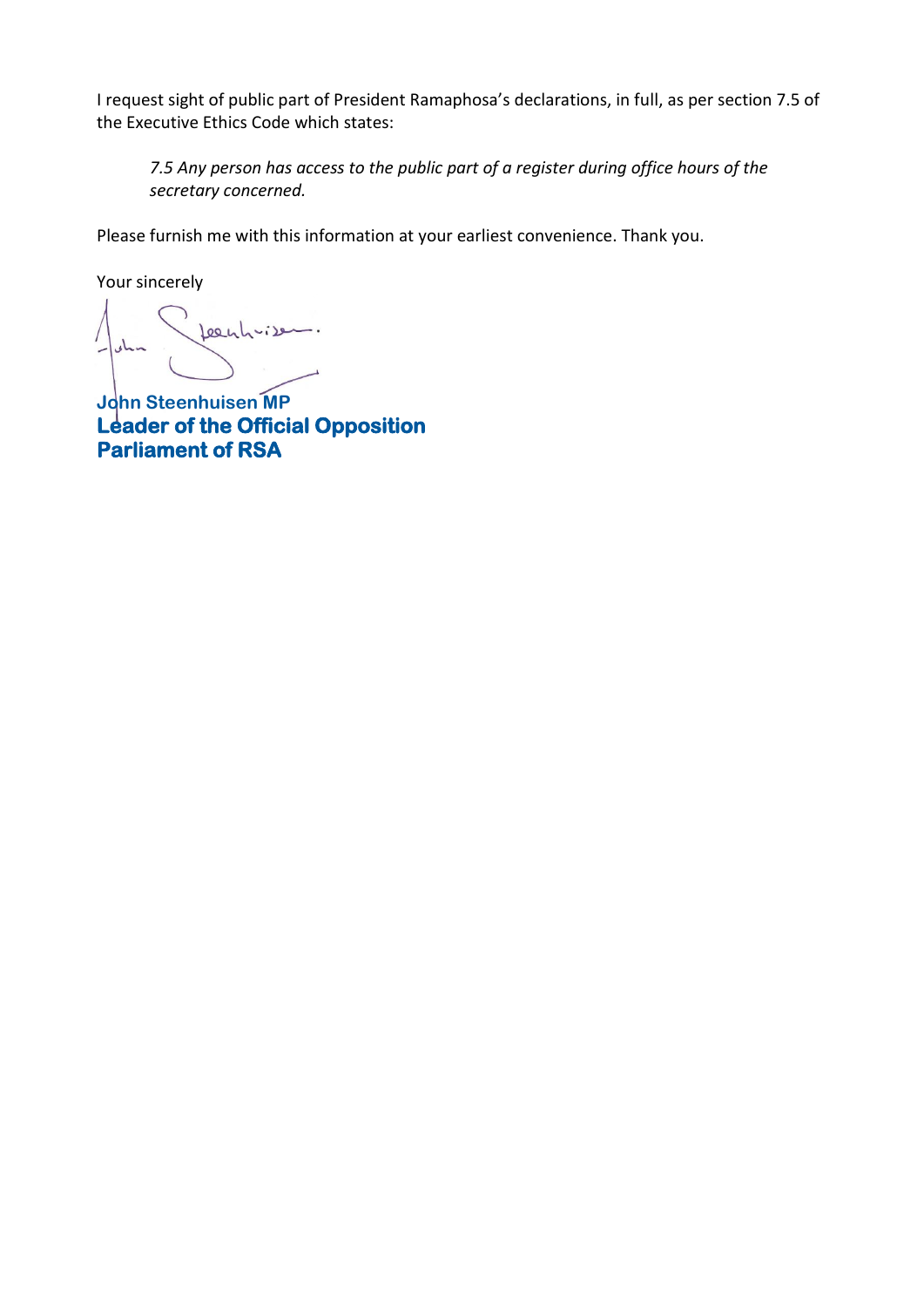I request sight of public part of President Ramaphosa's declarations, in full, as per section 7.5 of the Executive Ethics Code which states:

> *7.5 Any person has access to the public part of a register during office hours of the secretary concerned.*

Please furnish me with this information at your earliest convenience. Thank you.

Your sincerely

**John Steenhuisen MP**
**Leader of the Official Opposition**
**Parliament of RSA**